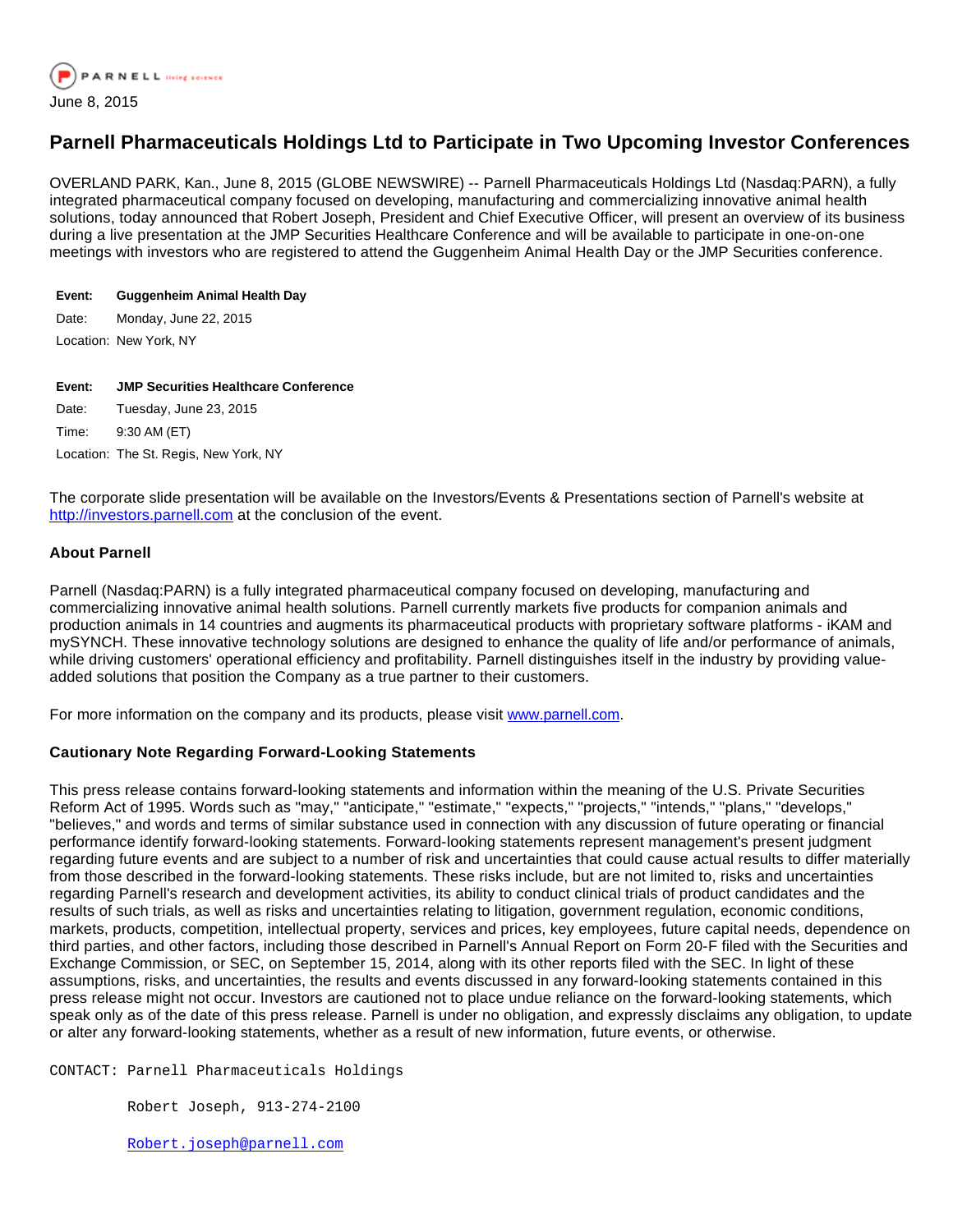PARNELL living science

June 8, 2015

# Parnell Pharmaceuticals Holdings Ltd to Participate in Two Upcoming Investor Conferences

OVERLAND PARK, Kan., June 8, 2015 (GLOBE NEWSWIRE) -- Parnell Pharmaceuticals Holdings Ltd (Nasdaq:PARN), a fully integrated pharmaceutical company focused on developing, manufacturing and commercializing innovative animal health solutions, today announced that Robert Joseph, President and Chief Executive Officer, will present an overview of its business during a live presentation at the JMP Securities Healthcare Conference and will be available to participate in one-on-one meetings with investors who are registered to attend the Guggenheim Animal Health Day or the JMP Securities conference.

| | |
|---|---|
| **Event:** | **Guggenheim Animal Health Day** |
| Date: | Monday, June 22, 2015 |
| Location: | New York, NY |

| | |
|---|---|
| **Event:** | **JMP Securities Healthcare Conference** |
| Date: | Tuesday, June 23, 2015 |
| Time: | 9:30 AM (ET) |
| Location: | The St. Regis, New York, NY |

The corporate slide presentation will be available on the Investors/Events & Presentations section of Parnell's website at http://investors.parnell.com at the conclusion of the event.

### About Parnell

Parnell (Nasdaq:PARN) is a fully integrated pharmaceutical company focused on developing, manufacturing and commercializing innovative animal health solutions. Parnell currently markets five products for companion animals and production animals in 14 countries and augments its pharmaceutical products with proprietary software platforms - iKAM and mySYNCH. These innovative technology solutions are designed to enhance the quality of life and/or performance of animals, while driving customers' operational efficiency and profitability. Parnell distinguishes itself in the industry by providing value-added solutions that position the Company as a true partner to their customers.

For more information on the company and its products, please visit www.parnell.com.

### Cautionary Note Regarding Forward-Looking Statements

This press release contains forward-looking statements and information within the meaning of the U.S. Private Securities Reform Act of 1995. Words such as "may," "anticipate," "estimate," "expects," "projects," "intends," "plans," "develops," "believes," and words and terms of similar substance used in connection with any discussion of future operating or financial performance identify forward-looking statements. Forward-looking statements represent management's present judgment regarding future events and are subject to a number of risk and uncertainties that could cause actual results to differ materially from those described in the forward-looking statements. These risks include, but are not limited to, risks and uncertainties regarding Parnell's research and development activities, its ability to conduct clinical trials of product candidates and the results of such trials, as well as risks and uncertainties relating to litigation, government regulation, economic conditions, markets, products, competition, intellectual property, services and prices, key employees, future capital needs, dependence on third parties, and other factors, including those described in Parnell's Annual Report on Form 20-F filed with the Securities and Exchange Commission, or SEC, on September 15, 2014, along with its other reports filed with the SEC. In light of these assumptions, risks, and uncertainties, the results and events discussed in any forward-looking statements contained in this press release might not occur. Investors are cautioned not to place undue reliance on the forward-looking statements, which speak only as of the date of this press release. Parnell is under no obligation, and expressly disclaims any obligation, to update or alter any forward-looking statements, whether as a result of new information, future events, or otherwise.

```
CONTACT: Parnell Pharmaceuticals Holdings

         Robert Joseph, 913-274-2100

         Robert.joseph@parnell.com
```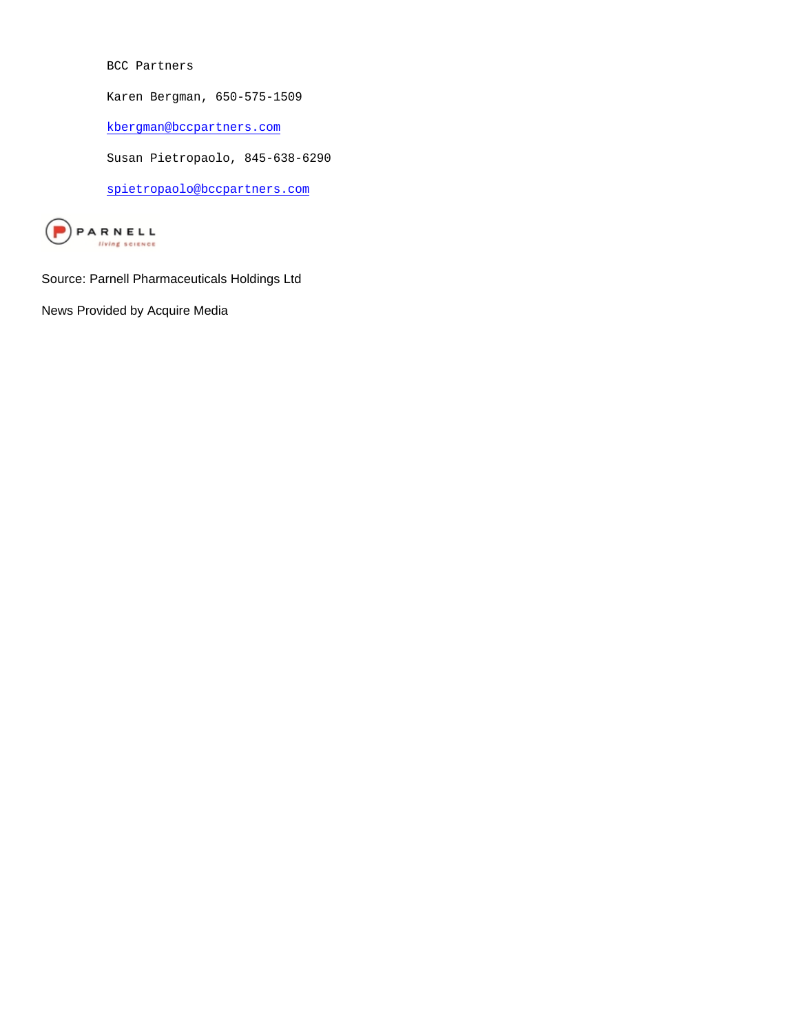BCC Partners

Karen Bergman, 650-575-1509

kbergman@bccpartners.com

Susan Pietropaolo, 845-638-6290

spietropaolo@bccpartners.com

Source: Parnell Pharmaceuticals Holdings Ltd

News Provided by Acquire Media